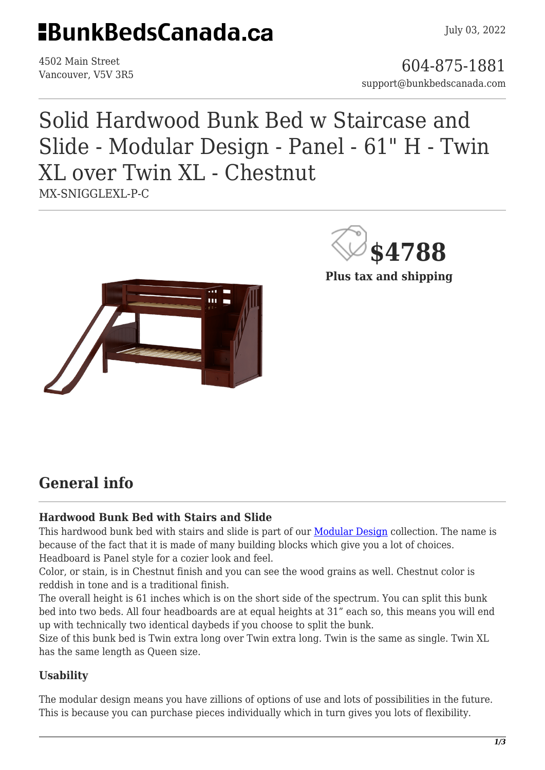# BunkBedsCanada.ca

July 03, 2022

4502 Main Street
Vancouver, V5V 3R5

604-875-1881
support@bunkbedscanada.com

# Solid Hardwood Bunk Bed w Staircase and Slide - Modular Design - Panel - 61" H - Twin XL over Twin XL - Chestnut

MX-SNIGGLEXL-P-C

**$4788**

**Plus tax and shipping**

## General info

### Hardwood Bunk Bed with Stairs and Slide

This hardwood bunk bed with stairs and slide is part of our [Modular Design] collection. The name is because of the fact that it is made of many building blocks which give you a lot of choices.
Headboard is Panel style for a cozier look and feel.
Color, or stain, is in Chestnut finish and you can see the wood grains as well. Chestnut color is reddish in tone and is a traditional finish.
The overall height is 61 inches which is on the short side of the spectrum. You can split this bunk bed into two beds. All four headboards are at equal heights at 31" each so, this means you will end up with technically two identical daybeds if you choose to split the bunk.
Size of this bunk bed is Twin extra long over Twin extra long. Twin is the same as single. Twin XL has the same length as Queen size.

### Usability

The modular design means you have zillions of options of use and lots of possibilities in the future. This is because you can purchase pieces individually which in turn gives you lots of flexibility.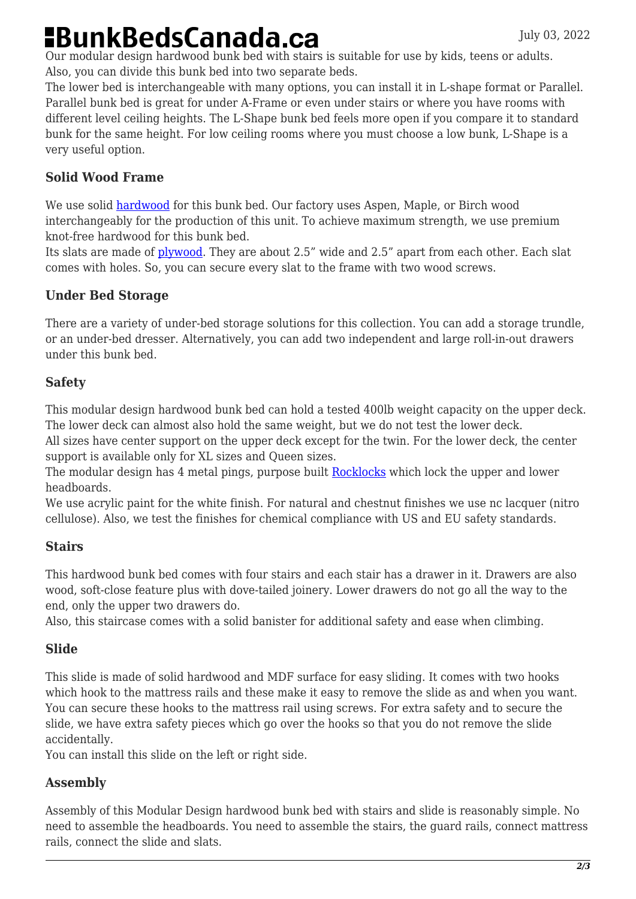Our modular design hardwood bunk bed with stairs is suitable for use by kids, teens or adults. Also, you can divide this bunk bed into two separate beds.
The lower bed is interchangeable with many options, you can install it in L-shape format or Parallel. Parallel bunk bed is great for under A-Frame or even under stairs or where you have rooms with different level ceiling heights. The L-Shape bunk bed feels more open if you compare it to standard bunk for the same height. For low ceiling rooms where you must choose a low bunk, L-Shape is a very useful option.

### Solid Wood Frame

We use solid hardwood for this bunk bed. Our factory uses Aspen, Maple, or Birch wood interchangeably for the production of this unit. To achieve maximum strength, we use premium knot-free hardwood for this bunk bed.
Its slats are made of plywood. They are about 2.5" wide and 2.5" apart from each other. Each slat comes with holes. So, you can secure every slat to the frame with two wood screws.

### Under Bed Storage

There are a variety of under-bed storage solutions for this collection. You can add a storage trundle, or an under-bed dresser. Alternatively, you can add two independent and large roll-in-out drawers under this bunk bed.

### Safety

This modular design hardwood bunk bed can hold a tested 400lb weight capacity on the upper deck. The lower deck can almost also hold the same weight, but we do not test the lower deck.
All sizes have center support on the upper deck except for the twin. For the lower deck, the center support is available only for XL sizes and Queen sizes.
The modular design has 4 metal pings, purpose built Rocklocks which lock the upper and lower headboards.
We use acrylic paint for the white finish. For natural and chestnut finishes we use nc lacquer (nitro cellulose). Also, we test the finishes for chemical compliance with US and EU safety standards.

### Stairs

This hardwood bunk bed comes with four stairs and each stair has a drawer in it. Drawers are also wood, soft-close feature plus with dove-tailed joinery. Lower drawers do not go all the way to the end, only the upper two drawers do.
Also, this staircase comes with a solid banister for additional safety and ease when climbing.

### Slide

This slide is made of solid hardwood and MDF surface for easy sliding. It comes with two hooks which hook to the mattress rails and these make it easy to remove the slide as and when you want. You can secure these hooks to the mattress rail using screws. For extra safety and to secure the slide, we have extra safety pieces which go over the hooks so that you do not remove the slide accidentally.
You can install this slide on the left or right side.

### Assembly

Assembly of this Modular Design hardwood bunk bed with stairs and slide is reasonably simple. No need to assemble the headboards. You need to assemble the stairs, the guard rails, connect mattress rails, connect the slide and slats.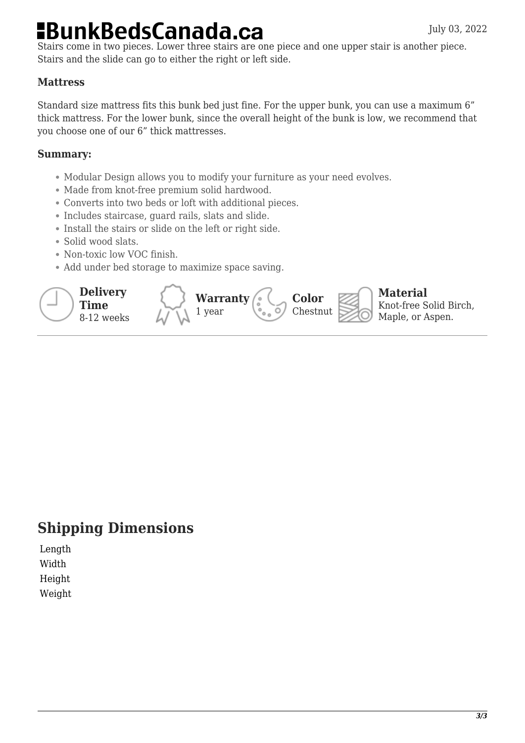Stairs come in two pieces. Lower three stairs are one piece and one upper stair is another piece. Stairs and the slide can go to either the right or left side.

### Mattress

Standard size mattress fits this bunk bed just fine. For the upper bunk, you can use a maximum 6” thick mattress. For the lower bunk, since the overall height of the bunk is low, we recommend that you choose one of our 6” thick mattresses.

### Summary:

- Modular Design allows you to modify your furniture as your need evolves.
- Made from knot-free premium solid hardwood.
- Converts into two beds or loft with additional pieces.
- Includes staircase, guard rails, slats and slide.
- Install the stairs or slide on the left or right side.
- Solid wood slats.
- Non-toxic low VOC finish.
- Add under bed storage to maximize space saving.

**Delivery Time**
8-12 weeks

**Warranty**
1 year

**Color**
Chestnut

**Material**
Knot-free Solid Birch, Maple, or Aspen.

## Shipping Dimensions

Length
Width
Height
Weight